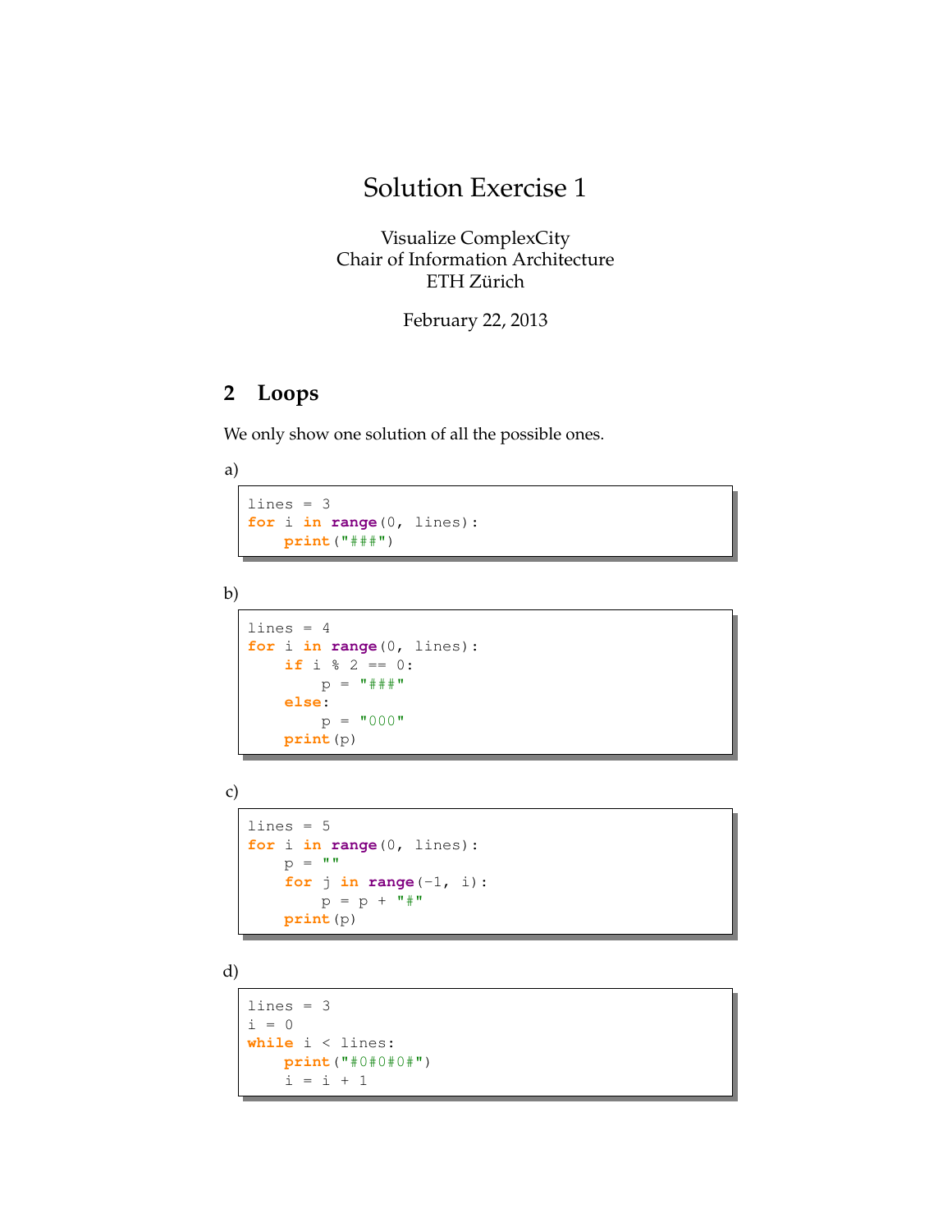# Solution Exercise 1

Visualize ComplexCity
Chair of Information Architecture
ETH Zürich

February 22, 2013

## 2 Loops

We only show one solution of all the possible ones.

a)

```
lines = 3
for i in range(0, lines):
    print("###")
```

b)

```
lines = 4
for i in range(0, lines):
    if i % 2 == 0:
        p = "###"
    else:
        p = "000"
    print(p)
```

c)

```
lines = 5
for i in range(0, lines):
    p = ""
    for j in range(-1, i):
        p = p + "#"
    print(p)
```

d)

```
lines = 3
i = 0
while i < lines:
    print("#0#0#0#")
    i = i + 1
```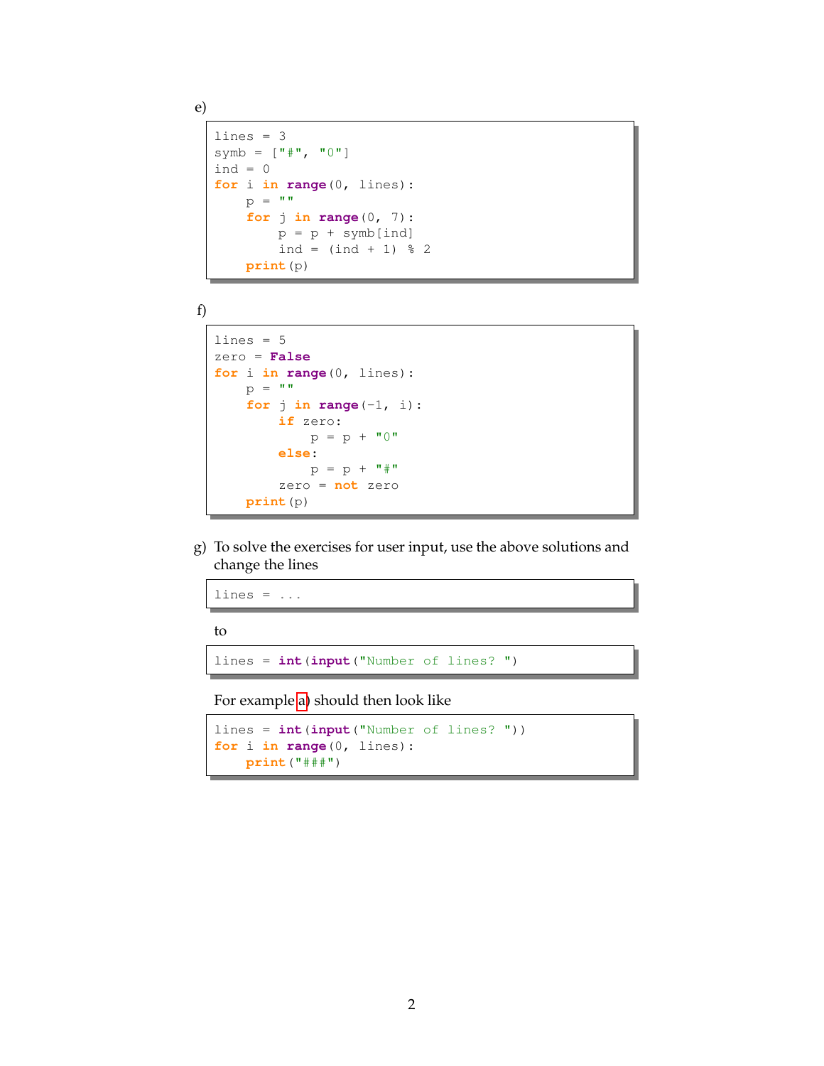e)

```
lines = 3
symb = ["#", "0"]
ind = 0
for i in range(0, lines):
    p = ""
    for j in range(0, 7):
        p = p + symb[ind]
        ind = (ind + 1) % 2
    print(p)
```

f)

```
lines = 5
zero = False
for i in range(0, lines):
    p = ""
    for j in range(-1, i):
        if zero:
            p = p + "0"
        else:
            p = p + "#"
        zero = not zero
    print(p)
```

g) To solve the exercises for user input, use the above solutions and change the lines

```
lines = ...
```

to

```
lines = int(input("Number of lines? ")
```

For example a) should then look like

```
lines = int(input("Number of lines? "))
for i in range(0, lines):
    print("###")
```